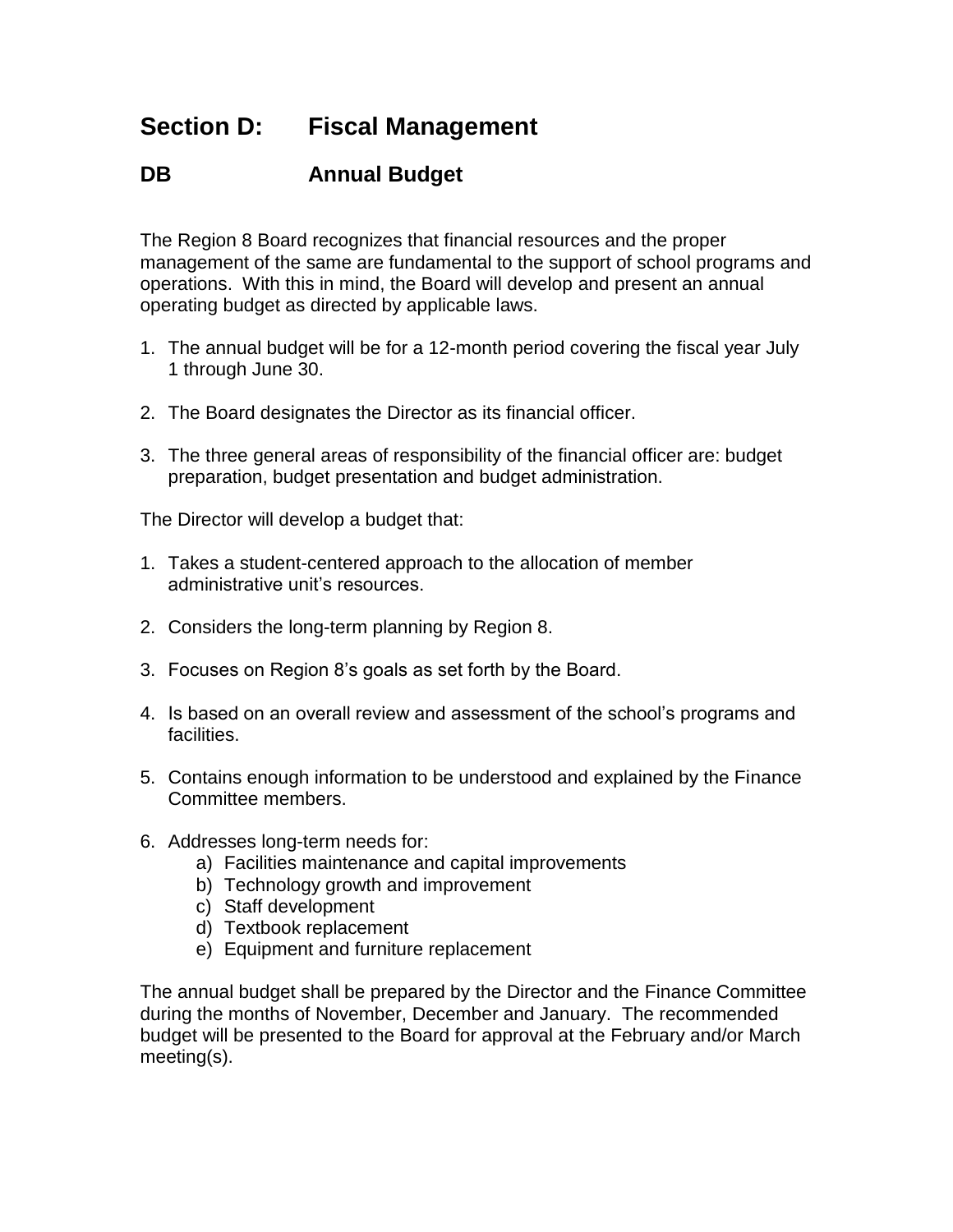# Section D: Fiscal Management

## DB Annual Budget

The Region 8 Board recognizes that financial resources and the proper management of the same are fundamental to the support of school programs and operations. With this in mind, the Board will develop and present an annual operating budget as directed by applicable laws.

1. The annual budget will be for a 12-month period covering the fiscal year July 1 through June 30.

2. The Board designates the Director as its financial officer.

3. The three general areas of responsibility of the financial officer are: budget preparation, budget presentation and budget administration.

The Director will develop a budget that:

1. Takes a student-centered approach to the allocation of member administrative unit's resources.

2. Considers the long-term planning by Region 8.

3. Focuses on Region 8's goals as set forth by the Board.

4. Is based on an overall review and assessment of the school's programs and facilities.

5. Contains enough information to be understood and explained by the Finance Committee members.

6. Addresses long-term needs for:
   a) Facilities maintenance and capital improvements
   b) Technology growth and improvement
   c) Staff development
   d) Textbook replacement
   e) Equipment and furniture replacement

The annual budget shall be prepared by the Director and the Finance Committee during the months of November, December and January. The recommended budget will be presented to the Board for approval at the February and/or March meeting(s).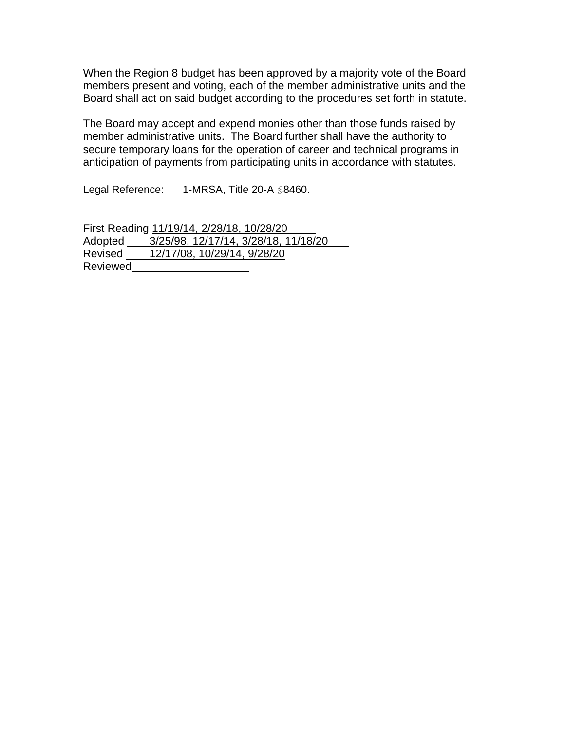When the Region 8 budget has been approved by a majority vote of the Board members present and voting, each of the member administrative units and the Board shall act on said budget according to the procedures set forth in statute.

The Board may accept and expend monies other than those funds raised by member administrative units. The Board further shall have the authority to secure temporary loans for the operation of career and technical programs in anticipation of payments from participating units in accordance with statutes.

Legal Reference: 1-MRSA, Title 20-A §8460.

First Reading 11/19/14, 2/28/18, 10/28/20
Adopted 3/25/98, 12/17/14, 3/28/18, 11/18/20
Revised 12/17/08, 10/29/14, 9/28/20
Reviewed